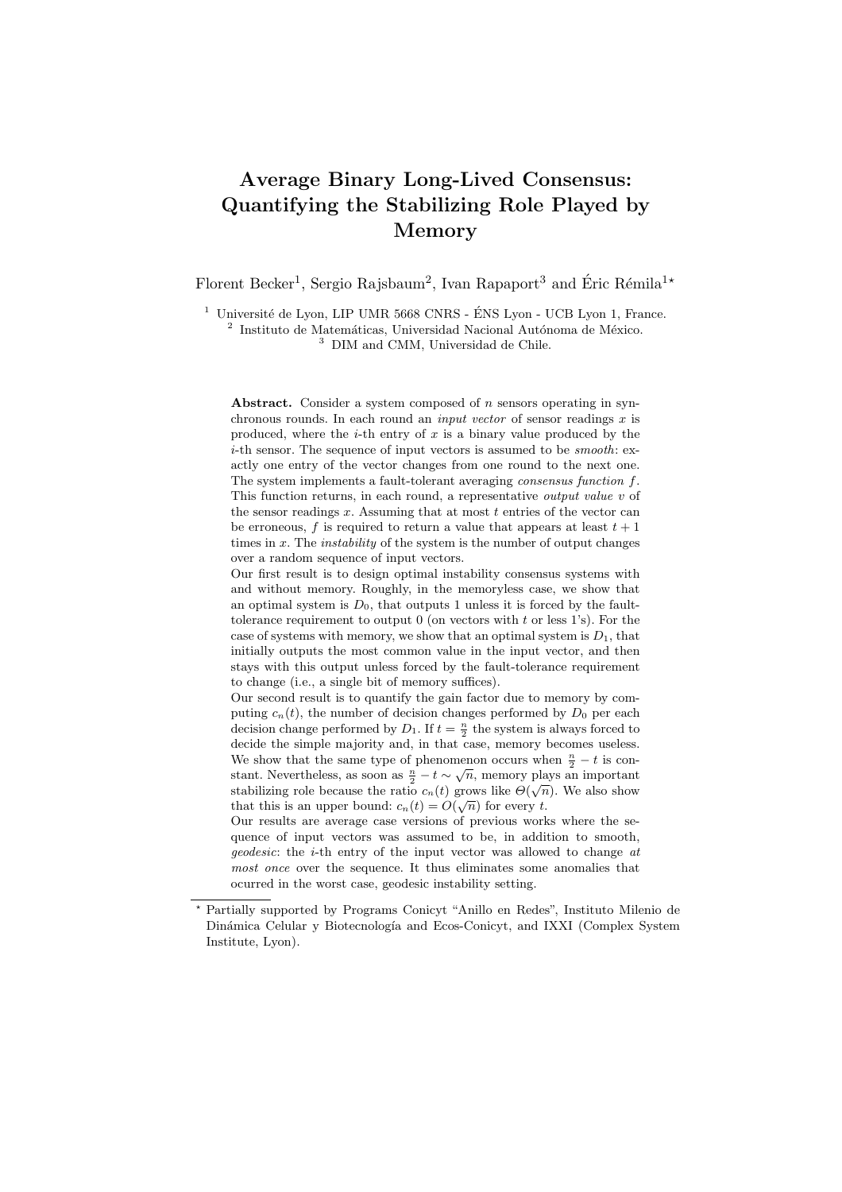# Average Binary Long-Lived Consensus: Quantifying the Stabilizing Role Played by Memory

Florent Becker[1], Sergio Rajsbaum[2], Ivan Rapaport[3] and Éric Rémila[1⋆]

[1] Université de Lyon, LIP UMR 5668 CNRS - ÉNS Lyon - UCB Lyon 1, France.
[2] Instituto de Matemáticas, Universidad Nacional Autónoma de México.
[3] DIM and CMM, Universidad de Chile.

**Abstract.** Consider a system composed of $n$ sensors operating in synchronous rounds. In each round an *input vector* of sensor readings $x$ is produced, where the $i$-th entry of $x$ is a binary value produced by the $i$-th sensor. The sequence of input vectors is assumed to be *smooth*: exactly one entry of the vector changes from one round to the next one. The system implements a fault-tolerant averaging *consensus function* $f$. This function returns, in each round, a representative *output value* $v$ of the sensor readings $x$. Assuming that at most $t$ entries of the vector can be erroneous, $f$ is required to return a value that appears at least $t+1$ times in $x$. The *instability* of the system is the number of output changes over a random sequence of input vectors.

Our first result is to design optimal instability consensus systems with and without memory. Roughly, in the memoryless case, we show that an optimal system is $D_0$, that outputs 1 unless it is forced by the fault-tolerance requirement to output 0 (on vectors with $t$ or less 1's). For the case of systems with memory, we show that an optimal system is $D_1$, that initially outputs the most common value in the input vector, and then stays with this output unless forced by the fault-tolerance requirement to change (i.e., a single bit of memory suffices).

Our second result is to quantify the gain factor due to memory by computing $c_n(t)$, the number of decision changes performed by $D_0$ per each decision change performed by $D_1$. If $t = \frac{n}{2}$ the system is always forced to decide the simple majority and, in that case, memory becomes useless. We show that the same type of phenomenon occurs when $\frac{n}{2} - t$ is constant. Nevertheless, as soon as $\frac{n}{2} - t \sim \sqrt{n}$, memory plays an important stabilizing role because the ratio $c_n(t)$ grows like $\Theta(\sqrt{n})$. We also show that this is an upper bound: $c_n(t) = O(\sqrt{n})$ for every $t$.

Our results are average case versions of previous works where the sequence of input vectors was assumed to be, in addition to smooth, *geodesic*: the $i$-th entry of the input vector was allowed to change *at most once* over the sequence. It thus eliminates some anomalies that ocurred in the worst case, geodesic instability setting.

⋆ Partially supported by Programs Conicyt "Anillo en Redes", Instituto Milenio de Dinámica Celular y Biotecnología and Ecos-Conicyt, and IXXI (Complex System Institute, Lyon).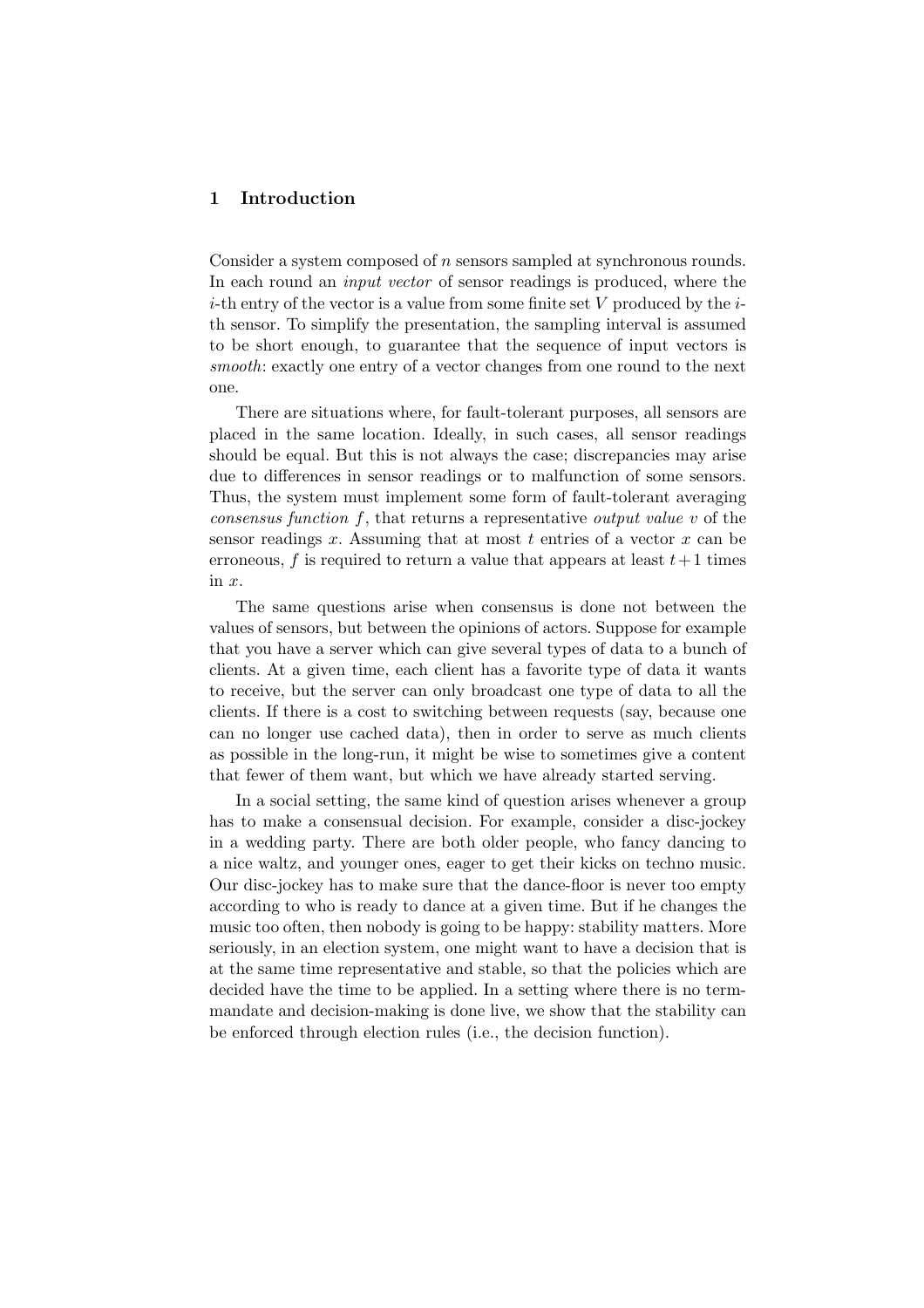## 1 Introduction

Consider a system composed of $n$ sensors sampled at synchronous rounds. In each round an *input vector* of sensor readings is produced, where the $i$-th entry of the vector is a value from some finite set $V$ produced by the $i$-th sensor. To simplify the presentation, the sampling interval is assumed to be short enough, to guarantee that the sequence of input vectors is *smooth*: exactly one entry of a vector changes from one round to the next one.

There are situations where, for fault-tolerant purposes, all sensors are placed in the same location. Ideally, in such cases, all sensor readings should be equal. But this is not always the case; discrepancies may arise due to differences in sensor readings or to malfunction of some sensors. Thus, the system must implement some form of fault-tolerant averaging *consensus function* $f$, that returns a representative *output value* $v$ of the sensor readings $x$. Assuming that at most $t$ entries of a vector $x$ can be erroneous, $f$ is required to return a value that appears at least $t+1$ times in $x$.

The same questions arise when consensus is done not between the values of sensors, but between the opinions of actors. Suppose for example that you have a server which can give several types of data to a bunch of clients. At a given time, each client has a favorite type of data it wants to receive, but the server can only broadcast one type of data to all the clients. If there is a cost to switching between requests (say, because one can no longer use cached data), then in order to serve as much clients as possible in the long-run, it might be wise to sometimes give a content that fewer of them want, but which we have already started serving.

In a social setting, the same kind of question arises whenever a group has to make a consensual decision. For example, consider a disc-jockey in a wedding party. There are both older people, who fancy dancing to a nice waltz, and younger ones, eager to get their kicks on techno music. Our disc-jockey has to make sure that the dance-floor is never too empty according to who is ready to dance at a given time. But if he changes the music too often, then nobody is going to be happy: stability matters. More seriously, in an election system, one might want to have a decision that is at the same time representative and stable, so that the policies which are decided have the time to be applied. In a setting where there is no term-mandate and decision-making is done live, we show that the stability can be enforced through election rules (i.e., the decision function).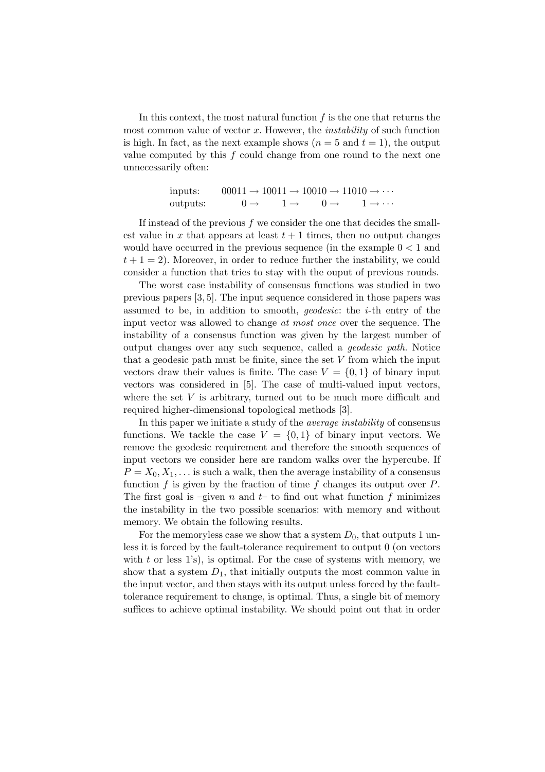In this context, the most natural function $f$ is the one that returns the most common value of vector $x$. However, the *instability* of such function is high. In fact, as the next example shows ($n = 5$ and $t = 1$), the output value computed by this $f$ could change from one round to the next one unnecessarily often:

$$
\begin{array}{ll}
\text{inputs:} & 00011 \rightarrow 10011 \rightarrow 10010 \rightarrow 11010 \rightarrow \cdots \\
\text{outputs:} & \quad\;\; 0 \rightarrow \qquad 1 \rightarrow \qquad 0 \rightarrow \qquad 1 \rightarrow \cdots
\end{array}
$$

If instead of the previous $f$ we consider the one that decides the smallest value in $x$ that appears at least $t+1$ times, then no output changes would have occurred in the previous sequence (in the example $0 < 1$ and $t + 1 = 2$). Moreover, in order to reduce further the instability, we could consider a function that tries to stay with the ouput of previous rounds.

The worst case instability of consensus functions was studied in two previous papers [3, 5]. The input sequence considered in those papers was assumed to be, in addition to smooth, *geodesic*: the $i$-th entry of the input vector was allowed to change *at most once* over the sequence. The instability of a consensus function was given by the largest number of output changes over any such sequence, called a *geodesic path*. Notice that a geodesic path must be finite, since the set $V$ from which the input vectors draw their values is finite. The case $V = \{0, 1\}$ of binary input vectors was considered in [5]. The case of multi-valued input vectors, where the set $V$ is arbitrary, turned out to be much more difficult and required higher-dimensional topological methods [3].

In this paper we initiate a study of the *average instability* of consensus functions. We tackle the case $V = \{0, 1\}$ of binary input vectors. We remove the geodesic requirement and therefore the smooth sequences of input vectors we consider here are random walks over the hypercube. If $P = X_0, X_1, \ldots$ is such a walk, then the average instability of a consensus function $f$ is given by the fraction of time $f$ changes its output over $P$. The first goal is –given $n$ and $t$– to find out what function $f$ minimizes the instability in the two possible scenarios: with memory and without memory. We obtain the following results.

For the memoryless case we show that a system $D_0$, that outputs 1 unless it is forced by the fault-tolerance requirement to output 0 (on vectors with $t$ or less 1's), is optimal. For the case of systems with memory, we show that a system $D_1$, that initially outputs the most common value in the input vector, and then stays with its output unless forced by the fault-tolerance requirement to change, is optimal. Thus, a single bit of memory suffices to achieve optimal instability. We should point out that in order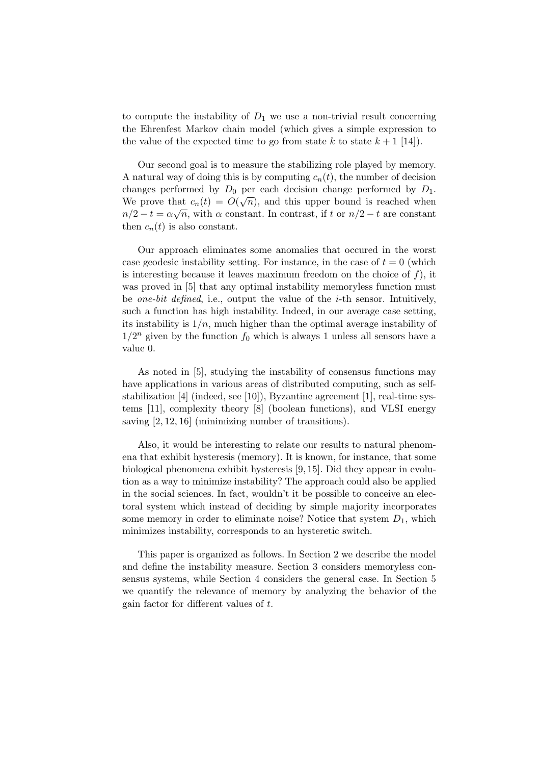to compute the instability of $D_1$ we use a non-trivial result concerning the Ehrenfest Markov chain model (which gives a simple expression to the value of the expected time to go from state $k$ to state $k+1$ [14]).

Our second goal is to measure the stabilizing role played by memory. A natural way of doing this is by computing $c_n(t)$, the number of decision changes performed by $D_0$ per each decision change performed by $D_1$. We prove that $c_n(t) = O(\sqrt{n})$, and this upper bound is reached when $n/2 - t = \alpha\sqrt{n}$, with $\alpha$ constant. In contrast, if $t$ or $n/2 - t$ are constant then $c_n(t)$ is also constant.

Our approach eliminates some anomalies that occured in the worst case geodesic instability setting. For instance, in the case of $t = 0$ (which is interesting because it leaves maximum freedom on the choice of $f$), it was proved in [5] that any optimal instability memoryless function must be *one-bit defined*, i.e., output the value of the $i$-th sensor. Intuitively, such a function has high instability. Indeed, in our average case setting, its instability is $1/n$, much higher than the optimal average instability of $1/2^n$ given by the function $f_0$ which is always 1 unless all sensors have a value 0.

As noted in [5], studying the instability of consensus functions may have applications in various areas of distributed computing, such as self-stabilization [4] (indeed, see [10]), Byzantine agreement [1], real-time systems [11], complexity theory [8] (boolean functions), and VLSI energy saving [2, 12, 16] (minimizing number of transitions).

Also, it would be interesting to relate our results to natural phenomena that exhibit hysteresis (memory). It is known, for instance, that some biological phenomena exhibit hysteresis [9, 15]. Did they appear in evolution as a way to minimize instability? The approach could also be applied in the social sciences. In fact, wouldn't it be possible to conceive an electoral system which instead of deciding by simple majority incorporates some memory in order to eliminate noise? Notice that system $D_1$, which minimizes instability, corresponds to an hysteretic switch.

This paper is organized as follows. In Section 2 we describe the model and define the instability measure. Section 3 considers memoryless consensus systems, while Section 4 considers the general case. In Section 5 we quantify the relevance of memory by analyzing the behavior of the gain factor for different values of $t$.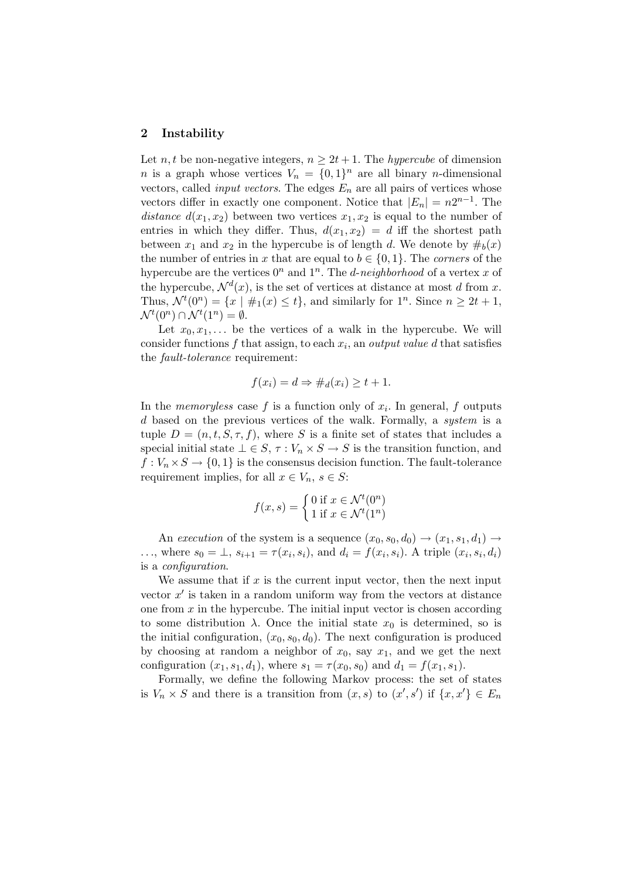## 2 Instability

Let $n, t$ be non-negative integers, $n \geq 2t + 1$. The *hypercube* of dimension $n$ is a graph whose vertices $V_n = \{0, 1\}^n$ are all binary $n$-dimensional vectors, called *input vectors*. The edges $E_n$ are all pairs of vertices whose vectors differ in exactly one component. Notice that $|E_n| = n2^{n-1}$. The *distance* $d(x_1, x_2)$ between two vertices $x_1, x_2$ is equal to the number of entries in which they differ. Thus, $d(x_1, x_2) = d$ iff the shortest path between $x_1$ and $x_2$ in the hypercube is of length $d$. We denote by $\#_b(x)$ the number of entries in $x$ that are equal to $b \in \{0, 1\}$. The *corners* of the hypercube are the vertices $0^n$ and $1^n$. The *$d$-neighborhood* of a vertex $x$ of the hypercube, $\mathcal{N}^d(x)$, is the set of vertices at distance at most $d$ from $x$. Thus, $\mathcal{N}^t(0^n) = \{x \mid \#_1(x) \leq t\}$, and similarly for $1^n$. Since $n \geq 2t + 1$, $\mathcal{N}^t(0^n) \cap \mathcal{N}^t(1^n) = \emptyset$.

Let $x_0, x_1, \ldots$ be the vertices of a walk in the hypercube. We will consider functions $f$ that assign, to each $x_i$, an *output value* $d$ that satisfies the *fault-tolerance* requirement:

$$f(x_i) = d \Rightarrow \#_d(x_i) \geq t + 1.$$

In the *memoryless* case $f$ is a function only of $x_i$. In general, $f$ outputs $d$ based on the previous vertices of the walk. Formally, a *system* is a tuple $D = (n, t, S, \tau, f)$, where $S$ is a finite set of states that includes a special initial state $\bot \in S$, $\tau : V_n \times S \to S$ is the transition function, and $f : V_n \times S \to \{0, 1\}$ is the consensus decision function. The fault-tolerance requirement implies, for all $x \in V_n$, $s \in S$:

$$f(x, s) = \begin{cases} 0 \text{ if } x \in \mathcal{N}^t(0^n) \\ 1 \text{ if } x \in \mathcal{N}^t(1^n) \end{cases}$$

An *execution* of the system is a sequence $(x_0, s_0, d_0) \to (x_1, s_1, d_1) \to \ldots$, where $s_0 = \bot$, $s_{i+1} = \tau(x_i, s_i)$, and $d_i = f(x_i, s_i)$. A triple $(x_i, s_i, d_i)$ is a *configuration*.

We assume that if $x$ is the current input vector, then the next input vector $x'$ is taken in a random uniform way from the vectors at distance one from $x$ in the hypercube. The initial input vector is chosen according to some distribution $\lambda$. Once the initial state $x_0$ is determined, so is the initial configuration, $(x_0, s_0, d_0)$. The next configuration is produced by choosing at random a neighbor of $x_0$, say $x_1$, and we get the next configuration $(x_1, s_1, d_1)$, where $s_1 = \tau(x_0, s_0)$ and $d_1 = f(x_1, s_1)$.

Formally, we define the following Markov process: the set of states is $V_n \times S$ and there is a transition from $(x, s)$ to $(x', s')$ if $\{x, x'\} \in E_n$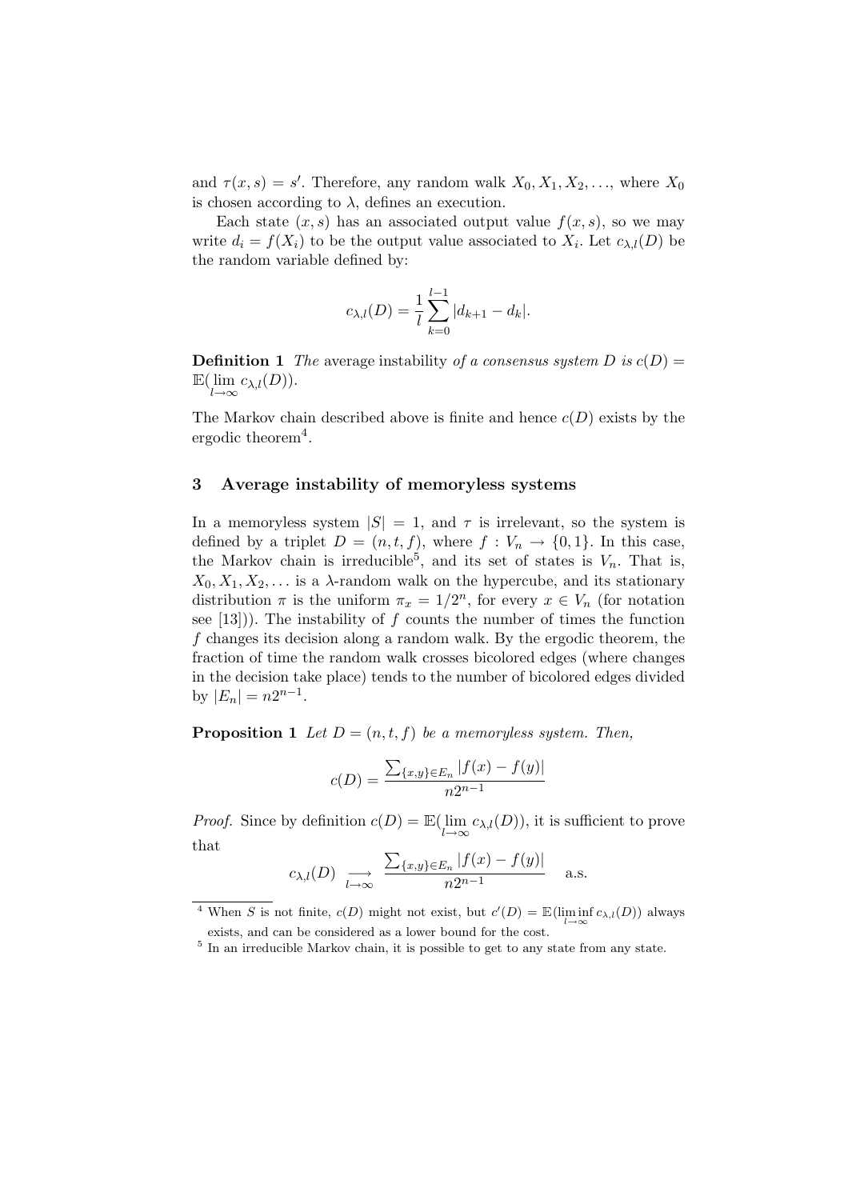and $\tau(x, s) = s'$. Therefore, any random walk $X_0, X_1, X_2, \ldots$, where $X_0$ is chosen according to $\lambda$, defines an execution.

Each state $(x, s)$ has an associated output value $f(x, s)$, so we may write $d_i = f(X_i)$ to be the output value associated to $X_i$. Let $c_{\lambda,l}(D)$ be the random variable defined by:

$$c_{\lambda,l}(D) = \frac{1}{l} \sum_{k=0}^{l-1} |d_{k+1} - d_k|.$$

**Definition 1** *The* average instability *of a consensus system $D$ is $c(D) = \mathbb{E}(\lim_{l \to \infty} c_{\lambda,l}(D))$.*

The Markov chain described above is finite and hence $c(D)$ exists by the ergodic theorem[4].

## 3 Average instability of memoryless systems

In a memoryless system $|S| = 1$, and $\tau$ is irrelevant, so the system is defined by a triplet $D = (n, t, f)$, where $f : V_n \to \{0, 1\}$. In this case, the Markov chain is irreducible[5], and its set of states is $V_n$. That is, $X_0, X_1, X_2, \ldots$ is a $\lambda$-random walk on the hypercube, and its stationary distribution $\pi$ is the uniform $\pi_x = 1/2^n$, for every $x \in V_n$ (for notation see [13])). The instability of $f$ counts the number of times the function $f$ changes its decision along a random walk. By the ergodic theorem, the fraction of time the random walk crosses bicolored edges (where changes in the decision take place) tends to the number of bicolored edges divided by $|E_n| = n2^{n-1}$.

**Proposition 1** *Let $D = (n, t, f)$ be a memoryless system. Then,*

$$c(D) = \frac{\sum_{\{x,y\} \in E_n} |f(x) - f(y)|}{n2^{n-1}}$$

*Proof.* Since by definition $c(D) = \mathbb{E}(\lim_{l \to \infty} c_{\lambda,l}(D))$, it is sufficient to prove that

$$c_{\lambda,l}(D) \underset{l \to \infty}{\longrightarrow} \frac{\sum_{\{x,y\} \in E_n} |f(x) - f(y)|}{n2^{n-1}} \quad \text{a.s.}$$

[4] When $S$ is not finite, $c(D)$ might not exist, but $c'(D) = \mathbb{E}(\liminf_{l \to \infty} c_{\lambda,l}(D))$ always exists, and can be considered as a lower bound for the cost.

[5] In an irreducible Markov chain, it is possible to get to any state from any state.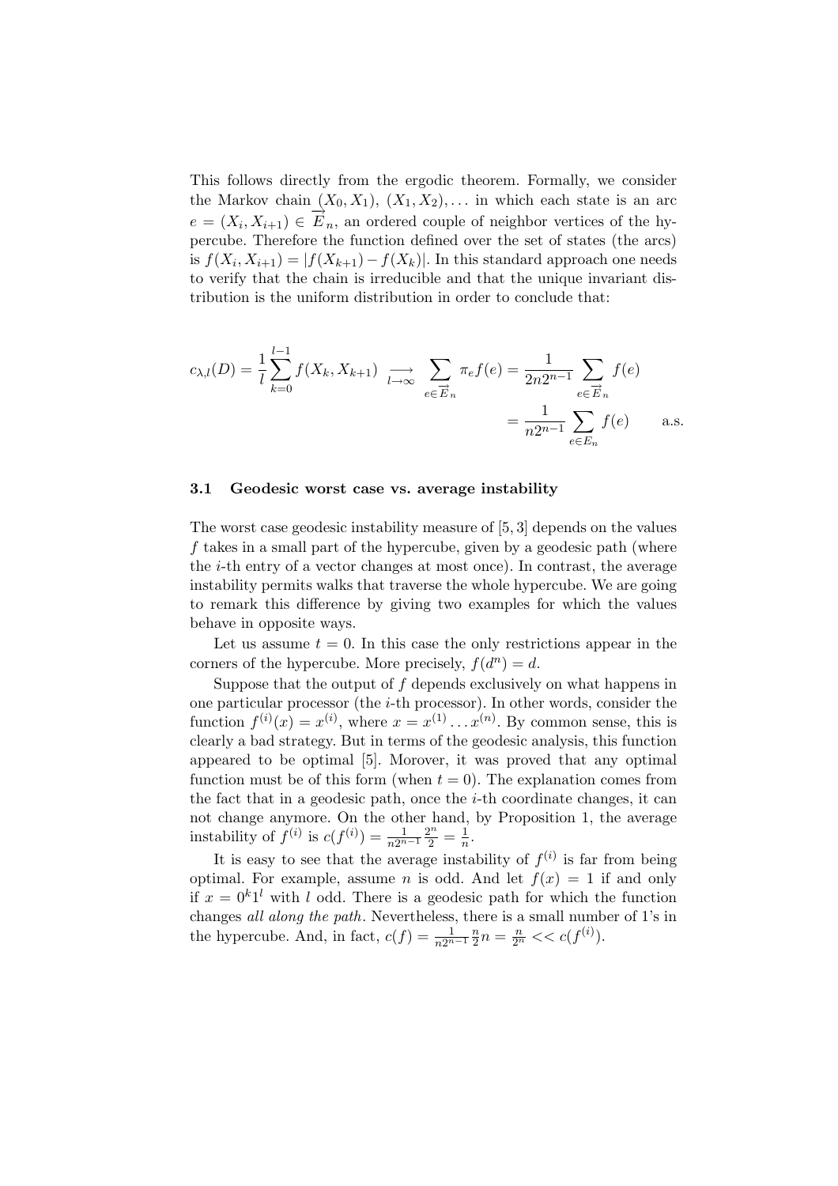This follows directly from the ergodic theorem. Formally, we consider the Markov chain $(X_0, X_1)$, $(X_1, X_2), \ldots$ in which each state is an arc $e = (X_i, X_{i+1}) \in \overrightarrow{E}_n$, an ordered couple of neighbor vertices of the hypercube. Therefore the function defined over the set of states (the arcs) is $f(X_i, X_{i+1}) = |f(X_{k+1}) - f(X_k)|$. In this standard approach one needs to verify that the chain is irreducible and that the unique invariant distribution is the uniform distribution in order to conclude that:

$$
\begin{aligned}
c_{\lambda,l}(D) = \frac{1}{l}\sum_{k=0}^{l-1} f(X_k, X_{k+1}) \underset{l\to\infty}{\longrightarrow} \sum_{e\in \overrightarrow{E}_n} \pi_e f(e) &= \frac{1}{2n2^{n-1}} \sum_{e\in \overrightarrow{E}_n} f(e) \\
&= \frac{1}{n2^{n-1}} \sum_{e\in E_n} f(e) \qquad \text{a.s.}
\end{aligned}
$$

### 3.1 Geodesic worst case vs. average instability

The worst case geodesic instability measure of [5, 3] depends on the values $f$ takes in a small part of the hypercube, given by a geodesic path (where the $i$-th entry of a vector changes at most once). In contrast, the average instability permits walks that traverse the whole hypercube. We are going to remark this difference by giving two examples for which the values behave in opposite ways.

Let us assume $t = 0$. In this case the only restrictions appear in the corners of the hypercube. More precisely, $f(d^n) = d$.

Suppose that the output of $f$ depends exclusively on what happens in one particular processor (the $i$-th processor). In other words, consider the function $f^{(i)}(x) = x^{(i)}$, where $x = x^{(1)} \ldots x^{(n)}$. By common sense, this is clearly a bad strategy. But in terms of the geodesic analysis, this function appeared to be optimal [5]. Morover, it was proved that any optimal function must be of this form (when $t = 0$). The explanation comes from the fact that in a geodesic path, once the $i$-th coordinate changes, it can not change anymore. On the other hand, by Proposition 1, the average instability of $f^{(i)}$ is $c(f^{(i)}) = \frac{1}{n2^{n-1}} \frac{2^n}{2} = \frac{1}{n}$.

It is easy to see that the average instability of $f^{(i)}$ is far from being optimal. For example, assume $n$ is odd. And let $f(x) = 1$ if and only if $x = 0^k 1^l$ with $l$ odd. There is a geodesic path for which the function changes *all along the path*. Nevertheless, there is a small number of 1's in the hypercube. And, in fact, $c(f) = \frac{1}{n2^{n-1}} \frac{n}{2} n = \frac{n}{2^n} << c(f^{(i)})$.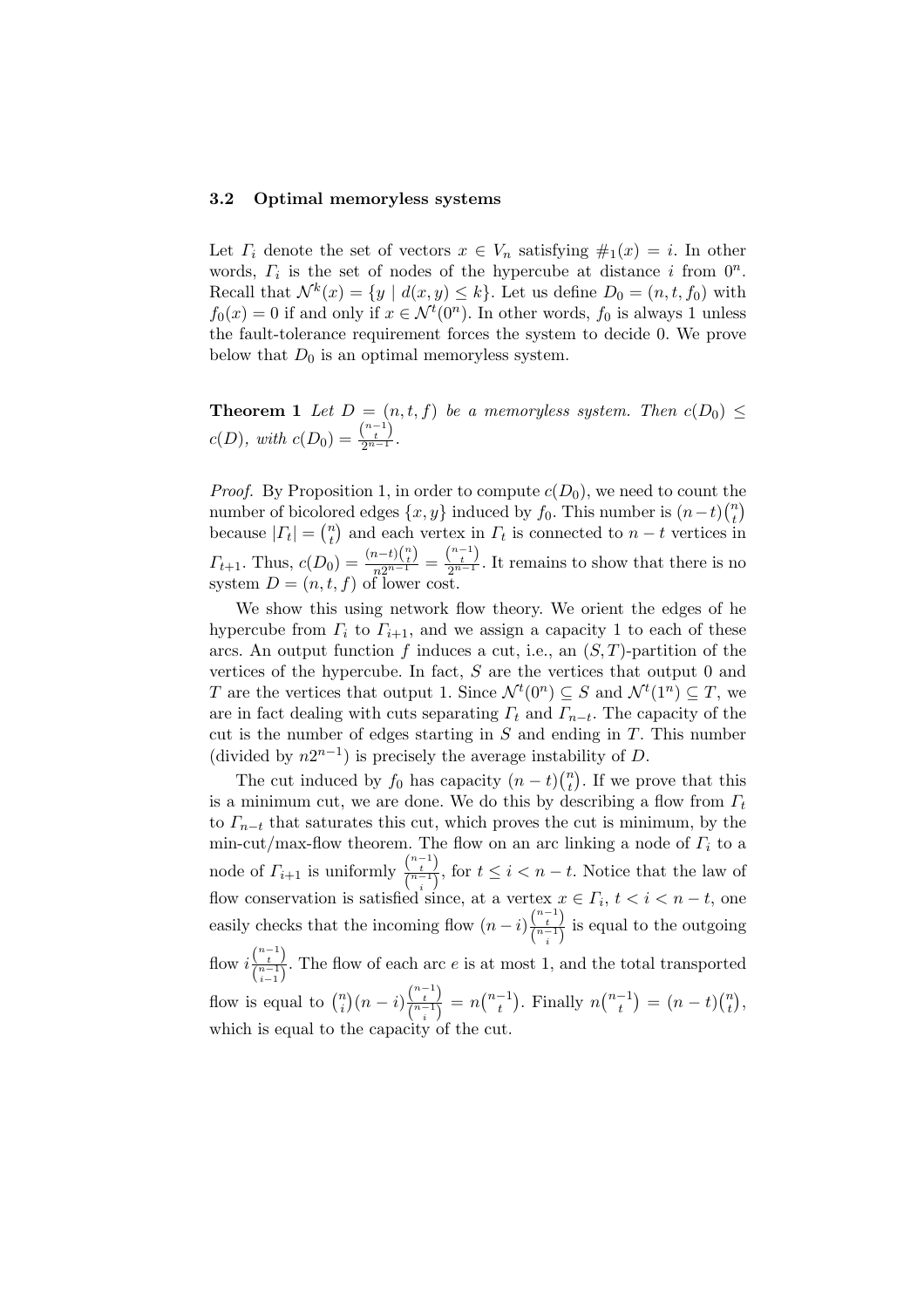### 3.2 Optimal memoryless systems

Let $\Gamma_i$ denote the set of vectors $x \in V_n$ satisfying $\#_1(x) = i$. In other words, $\Gamma_i$ is the set of nodes of the hypercube at distance $i$ from $0^n$. Recall that $\mathcal{N}^k(x) = \{y \mid d(x,y) \leq k\}$. Let us define $D_0 = (n, t, f_0)$ with $f_0(x) = 0$ if and only if $x \in \mathcal{N}^t(0^n)$. In other words, $f_0$ is always 1 unless the fault-tolerance requirement forces the system to decide 0. We prove below that $D_0$ is an optimal memoryless system.

**Theorem 1** *Let $D = (n, t, f)$ be a memoryless system. Then $c(D_0) \leq c(D)$, with $c(D_0) = \frac{\binom{n-1}{t}}{2^{n-1}}$.*

*Proof.* By Proposition 1, in order to compute $c(D_0)$, we need to count the number of bicolored edges $\{x, y\}$ induced by $f_0$. This number is $(n-t)\binom{n}{t}$ because $|\Gamma_t| = \binom{n}{t}$ and each vertex in $\Gamma_t$ is connected to $n-t$ vertices in $\Gamma_{t+1}$. Thus, $c(D_0) = \frac{(n-t)\binom{n}{t}}{n2^{n-1}} = \frac{\binom{n-1}{t}}{2^{n-1}}$. It remains to show that there is no system $D = (n, t, f)$ of lower cost.

We show this using network flow theory. We orient the edges of he hypercube from $\Gamma_i$ to $\Gamma_{i+1}$, and we assign a capacity 1 to each of these arcs. An output function $f$ induces a cut, i.e., an $(S, T)$-partition of the vertices of the hypercube. In fact, $S$ are the vertices that output 0 and $T$ are the vertices that output 1. Since $\mathcal{N}^t(0^n) \subseteq S$ and $\mathcal{N}^t(1^n) \subseteq T$, we are in fact dealing with cuts separating $\Gamma_t$ and $\Gamma_{n-t}$. The capacity of the cut is the number of edges starting in $S$ and ending in $T$. This number (divided by $n2^{n-1}$) is precisely the average instability of $D$.

The cut induced by $f_0$ has capacity $(n-t)\binom{n}{t}$. If we prove that this is a minimum cut, we are done. We do this by describing a flow from $\Gamma_t$ to $\Gamma_{n-t}$ that saturates this cut, which proves the cut is minimum, by the min-cut/max-flow theorem. The flow on an arc linking a node of $\Gamma_i$ to a node of $\Gamma_{i+1}$ is uniformly $\frac{\binom{n-1}{t}}{\binom{n-1}{i}}$, for $t \leq i < n-t$. Notice that the law of flow conservation is satisfied since, at a vertex $x \in \Gamma_i$, $t < i < n-t$, one easily checks that the incoming flow $(n-i)\frac{\binom{n-1}{t}}{\binom{n-1}{i}}$ is equal to the outgoing flow $i\frac{\binom{n-1}{t}}{\binom{n-1}{i-1}}$. The flow of each arc $e$ is at most 1, and the total transported flow is equal to $\binom{n}{i}(n-i)\frac{\binom{n-1}{t}}{\binom{n-1}{i}} = n\binom{n-1}{t}$. Finally $n\binom{n-1}{t} = (n-t)\binom{n}{t}$, which is equal to the capacity of the cut.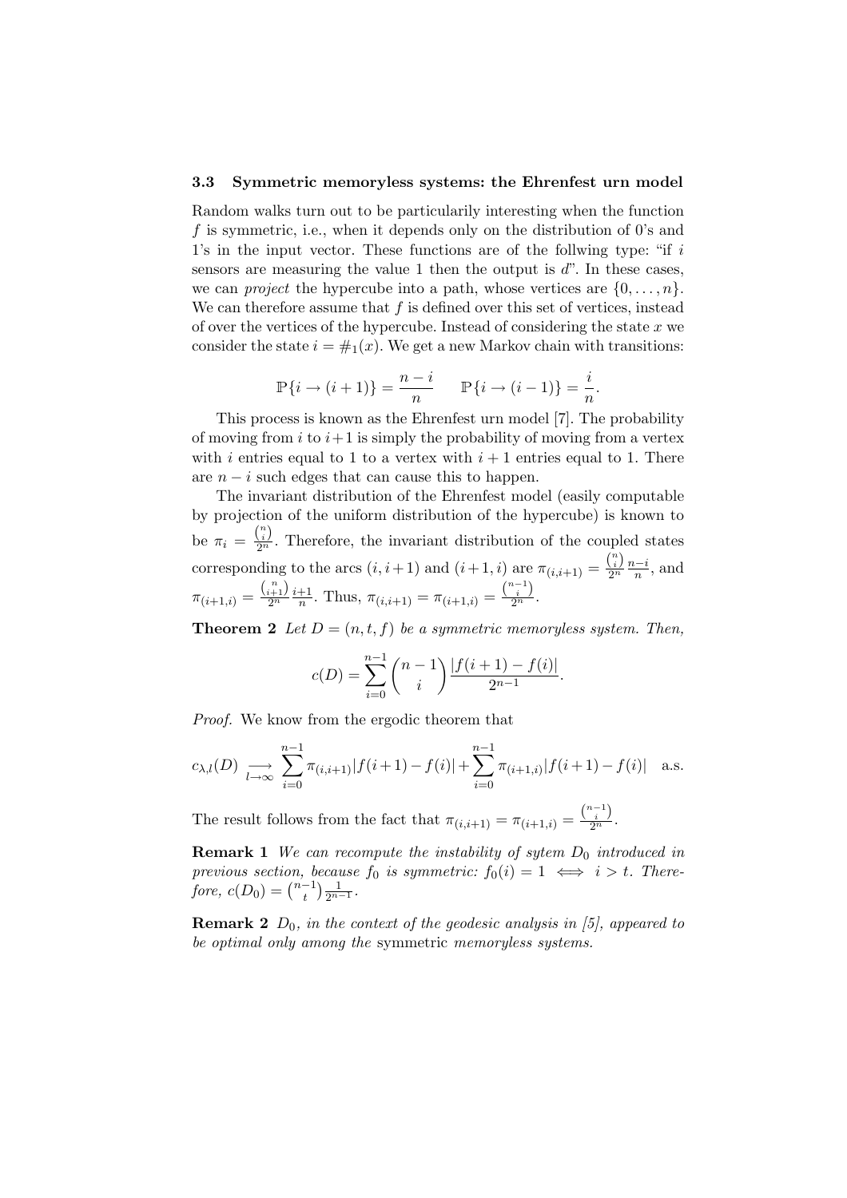### 3.3 Symmetric memoryless systems: the Ehrenfest urn model

Random walks turn out to be particularily interesting when the function $f$ is symmetric, i.e., when it depends only on the distribution of 0's and 1's in the input vector. These functions are of the follwing type: "if $i$ sensors are measuring the value 1 then the output is $d$". In these cases, we can *project* the hypercube into a path, whose vertices are $\{0, \dots, n\}$. We can therefore assume that $f$ is defined over this set of vertices, instead of over the vertices of the hypercube. Instead of considering the state $x$ we consider the state $i = \#_1(x)$. We get a new Markov chain with transitions:

$$\mathbb{P}\{i \to (i+1)\} = \frac{n-i}{n} \qquad \mathbb{P}\{i \to (i-1)\} = \frac{i}{n}.$$

This process is known as the Ehrenfest urn model [7]. The probability of moving from $i$ to $i+1$ is simply the probability of moving from a vertex with $i$ entries equal to 1 to a vertex with $i+1$ entries equal to 1. There are $n-i$ such edges that can cause this to happen.

The invariant distribution of the Ehrenfest model (easily computable by projection of the uniform distribution of the hypercube) is known to be $\pi_i = \frac{\binom{n}{i}}{2^n}$. Therefore, the invariant distribution of the coupled states corresponding to the arcs $(i, i+1)$ and $(i+1, i)$ are $\pi_{(i,i+1)} = \frac{\binom{n}{i}}{2^n} \frac{n-i}{n}$, and $\pi_{(i+1,i)} = \frac{\binom{n}{i+1}}{2^n} \frac{i+1}{n}$. Thus, $\pi_{(i,i+1)} = \pi_{(i+1,i)} = \frac{\binom{n-1}{i}}{2^n}$.

**Theorem 2** *Let $D = (n, t, f)$ be a symmetric memoryless system. Then,*

$$c(D) = \sum_{i=0}^{n-1} \binom{n-1}{i} \frac{|f(i+1) - f(i)|}{2^{n-1}}.$$

*Proof.* We know from the ergodic theorem that

$$c_{\lambda,l}(D) \underset{l \to \infty}{\longrightarrow} \sum_{i=0}^{n-1} \pi_{(i,i+1)} |f(i+1) - f(i)| + \sum_{i=0}^{n-1} \pi_{(i+1,i)} |f(i+1) - f(i)| \quad \text{a.s.}$$

The result follows from the fact that $\pi_{(i,i+1)} = \pi_{(i+1,i)} = \frac{\binom{n-1}{i}}{2^n}$.

**Remark 1** *We can recompute the instability of sytem $D_0$ introduced in previous section, because $f_0$ is symmetric: $f_0(i) = 1 \iff i > t$. Therefore, $c(D_0) = \binom{n-1}{t} \frac{1}{2^{n-1}}$.*

**Remark 2** *$D_0$, in the context of the geodesic analysis in [5], appeared to be optimal only among the* symmetric memoryless systems.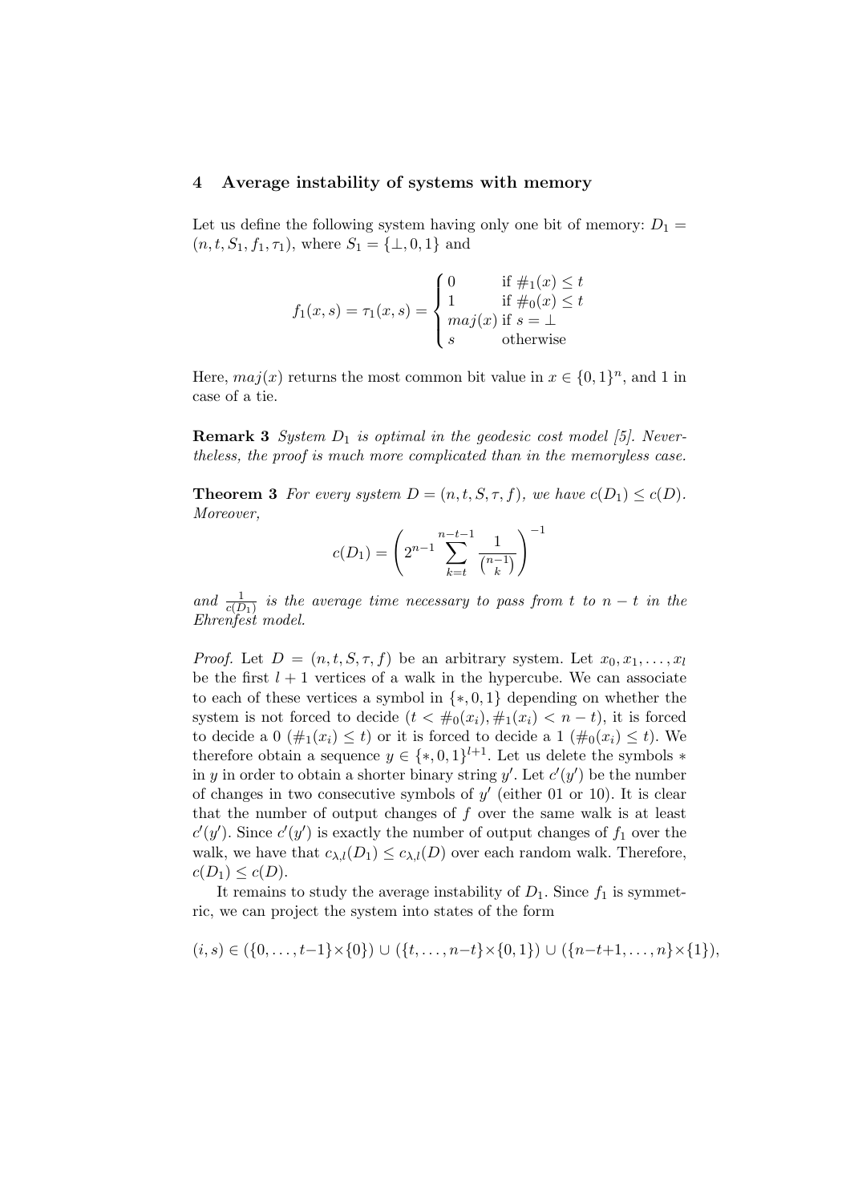## 4 Average instability of systems with memory

Let us define the following system having only one bit of memory: $D_1 = (n, t, S_1, f_1, \tau_1)$, where $S_1 = \{\perp, 0, 1\}$ and

$$f_1(x,s) = \tau_1(x,s) = \begin{cases} 0 & \text{if } \#_1(x) \le t \\ 1 & \text{if } \#_0(x) \le t \\ maj(x) & \text{if } s = \perp \\ s & \text{otherwise} \end{cases}$$

Here, $maj(x)$ returns the most common bit value in $x \in \{0,1\}^n$, and 1 in case of a tie.

**Remark 3** *System $D_1$ is optimal in the geodesic cost model [5]. Nevertheless, the proof is much more complicated than in the memoryless case.*

**Theorem 3** *For every system $D = (n, t, S, \tau, f)$, we have $c(D_1) \le c(D)$. Moreover,*

$$c(D_1) = \left( 2^{n-1} \sum_{k=t}^{n-t-1} \frac{1}{\binom{n-1}{k}} \right)^{-1}$$

*and $\frac{1}{c(D_1)}$ is the average time necessary to pass from $t$ to $n-t$ in the Ehrenfest model.*

*Proof.* Let $D = (n, t, S, \tau, f)$ be an arbitrary system. Let $x_0, x_1, \ldots, x_l$ be the first $l+1$ vertices of a walk in the hypercube. We can associate to each of these vertices a symbol in $\{*, 0, 1\}$ depending on whether the system is not forced to decide ($t < \#_0(x_i), \#_1(x_i) < n - t$), it is forced to decide a 0 ($\#_1(x_i) \le t$) or it is forced to decide a 1 ($\#_0(x_i) \le t$). We therefore obtain a sequence $y \in \{*, 0, 1\}^{l+1}$. Let us delete the symbols $*$ in $y$ in order to obtain a shorter binary string $y'$. Let $c'(y')$ be the number of changes in two consecutive symbols of $y'$ (either 01 or 10). It is clear that the number of output changes of $f$ over the same walk is at least $c'(y')$. Since $c'(y')$ is exactly the number of output changes of $f_1$ over the walk, we have that $c_{\lambda,l}(D_1) \le c_{\lambda,l}(D)$ over each random walk. Therefore, $c(D_1) \le c(D)$.

It remains to study the average instability of $D_1$. Since $f_1$ is symmetric, we can project the system into states of the form

$$(i, s) \in (\{0, \ldots, t-1\} \times \{0\}) \cup (\{t, \ldots, n-t\} \times \{0,1\}) \cup (\{n-t+1, \ldots, n\} \times \{1\}),$$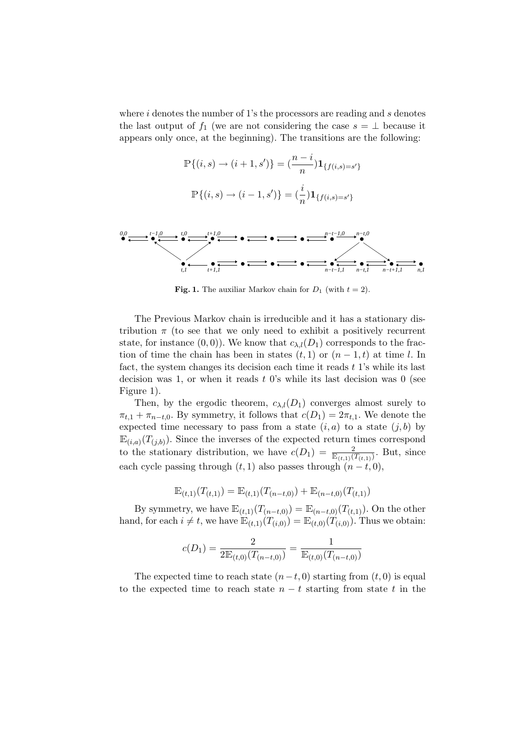where $i$ denotes the number of 1's the processors are reading and $s$ denotes the last output of $f_1$ (we are not considering the case $s = \perp$ because it appears only once, at the beginning). The transitions are the following:

$$\mathbb{P}\{(i,s) \to (i+1,s')\} = (\frac{n-i}{n})\mathbf{1}_{\{f(i,s)=s'\}}$$

$$\mathbb{P}\{(i,s) \to (i-1,s')\} = (\frac{i}{n})\mathbf{1}_{\{f(i,s)=s'\}}$$

**Fig. 1.** The auxiliar Markov chain for $D_1$ (with $t = 2$).

The Previous Markov chain is irreducible and it has a stationary distribution $\pi$ (to see that we only need to exhibit a positively recurrent state, for instance $(0,0)$). We know that $c_{\lambda,l}(D_1)$ corresponds to the fraction of time the chain has been in states $(t,1)$ or $(n-1,t)$ at time $l$. In fact, the system changes its decision each time it reads $t$ 1's while its last decision was 1, or when it reads $t$ 0's while its last decision was 0 (see Figure 1).

Then, by the ergodic theorem, $c_{\lambda,l}(D_1)$ converges almost surely to $\pi_{t,1} + \pi_{n-t,0}$. By symmetry, it follows that $c(D_1) = 2\pi_{t,1}$. We denote the expected time necessary to pass from a state $(i,a)$ to a state $(j,b)$ by $\mathbb{E}_{(i,a)}(T_{(j,b)})$. Since the inverses of the expected return times correspond to the stationary distribution, we have $c(D_1) = \frac{2}{\mathbb{E}_{(t,1)}(T_{(t,1)})}$. But, since each cycle passing through $(t,1)$ also passes through $(n-t,0)$,

$$\mathbb{E}_{(t,1)}(T_{(t,1)}) = \mathbb{E}_{(t,1)}(T_{(n-t,0)}) + \mathbb{E}_{(n-t,0)}(T_{(t,1)})$$

By symmetry, we have $\mathbb{E}_{(t,1)}(T_{(n-t,0)}) = \mathbb{E}_{(n-t,0)}(T_{(t,1)})$. On the other hand, for each $i \neq t$, we have $\mathbb{E}_{(t,1)}(T_{(i,0)}) = \mathbb{E}_{(t,0)}(T_{(i,0)})$. Thus we obtain:

$$c(D_1) = \frac{2}{2\mathbb{E}_{(t,0)}(T_{(n-t,0)})} = \frac{1}{\mathbb{E}_{(t,0)}(T_{(n-t,0)})}$$

The expected time to reach state $(n-t,0)$ starting from $(t,0)$ is equal to the expected time to reach state $n-t$ starting from state $t$ in the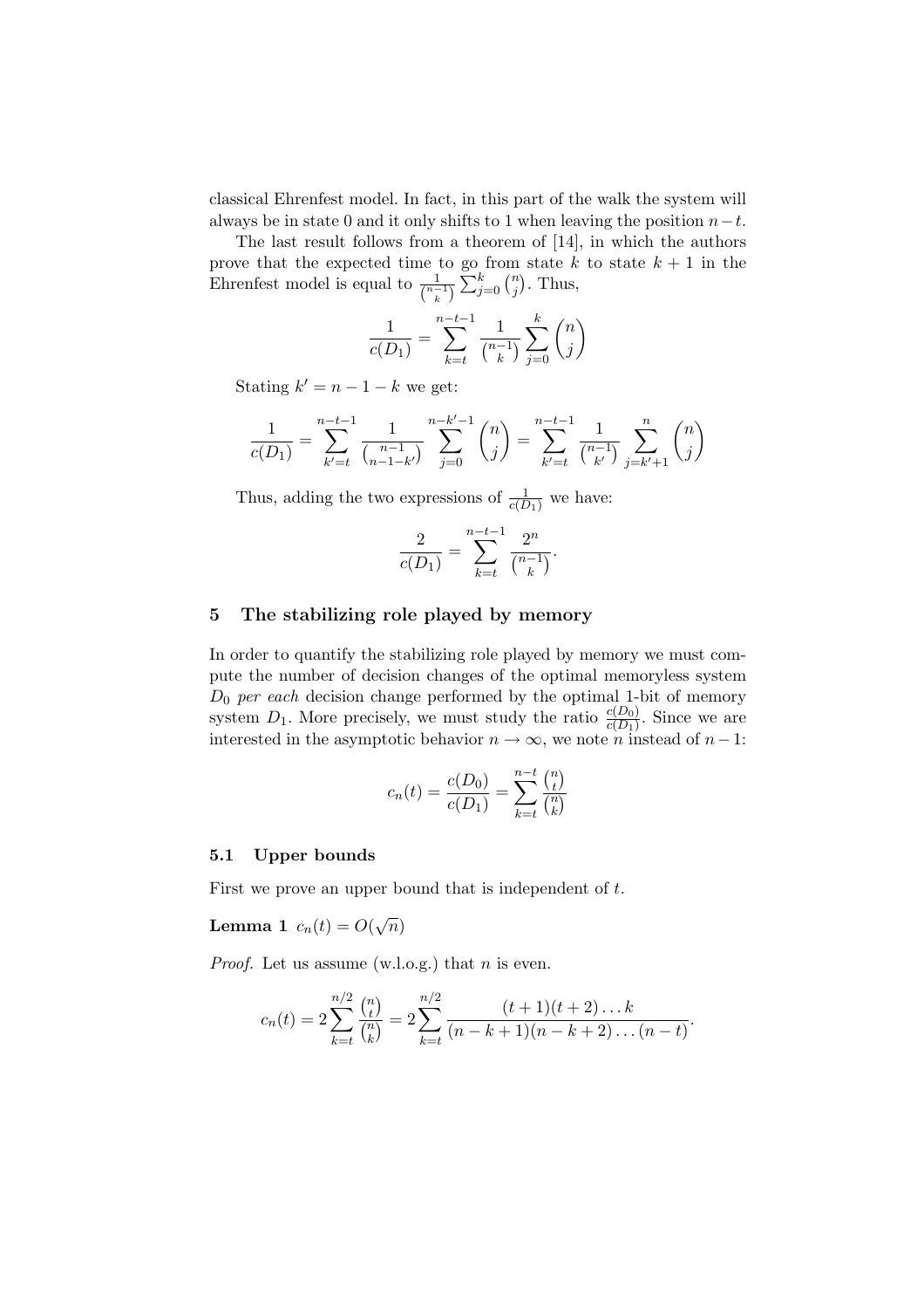classical Ehrenfest model. In fact, in this part of the walk the system will always be in state 0 and it only shifts to 1 when leaving the position $n-t$.

The last result follows from a theorem of [14], in which the authors prove that the expected time to go from state $k$ to state $k+1$ in the Ehrenfest model is equal to $\frac{1}{\binom{n-1}{k}} \sum_{j=0}^{k} \binom{n}{j}$. Thus,

$$\frac{1}{c(D_1)} = \sum_{k=t}^{n-t-1} \frac{1}{\binom{n-1}{k}} \sum_{j=0}^{k} \binom{n}{j}$$

Stating $k' = n-1-k$ we get:

$$\frac{1}{c(D_1)} = \sum_{k'=t}^{n-t-1} \frac{1}{\binom{n-1}{n-1-k'}} \sum_{j=0}^{n-k'-1} \binom{n}{j} = \sum_{k'=t}^{n-t-1} \frac{1}{\binom{n-1}{k'}} \sum_{j=k'+1}^{n} \binom{n}{j}$$

Thus, adding the two expressions of $\frac{1}{c(D_1)}$ we have:

$$\frac{2}{c(D_1)} = \sum_{k=t}^{n-t-1} \frac{2^n}{\binom{n-1}{k}}.$$

## 5 The stabilizing role played by memory

In order to quantify the stabilizing role played by memory we must compute the number of decision changes of the optimal memoryless system $D_0$ *per each* decision change performed by the optimal 1-bit of memory system $D_1$. More precisely, we must study the ratio $\frac{c(D_0)}{c(D_1)}$. Since we are interested in the asymptotic behavior $n \to \infty$, we note $n$ instead of $n-1$:

$$c_n(t) = \frac{c(D_0)}{c(D_1)} = \sum_{k=t}^{n-t} \frac{\binom{n}{t}}{\binom{n}{k}}$$

### 5.1 Upper bounds

First we prove an upper bound that is independent of $t$.

**Lemma 1** $c_n(t) = O(\sqrt{n})$

*Proof.* Let us assume (w.l.o.g.) that $n$ is even.

$$c_n(t) = 2 \sum_{k=t}^{n/2} \frac{\binom{n}{t}}{\binom{n}{k}} = 2 \sum_{k=t}^{n/2} \frac{(t+1)(t+2)\dots k}{(n-k+1)(n-k+2)\dots(n-t)}.$$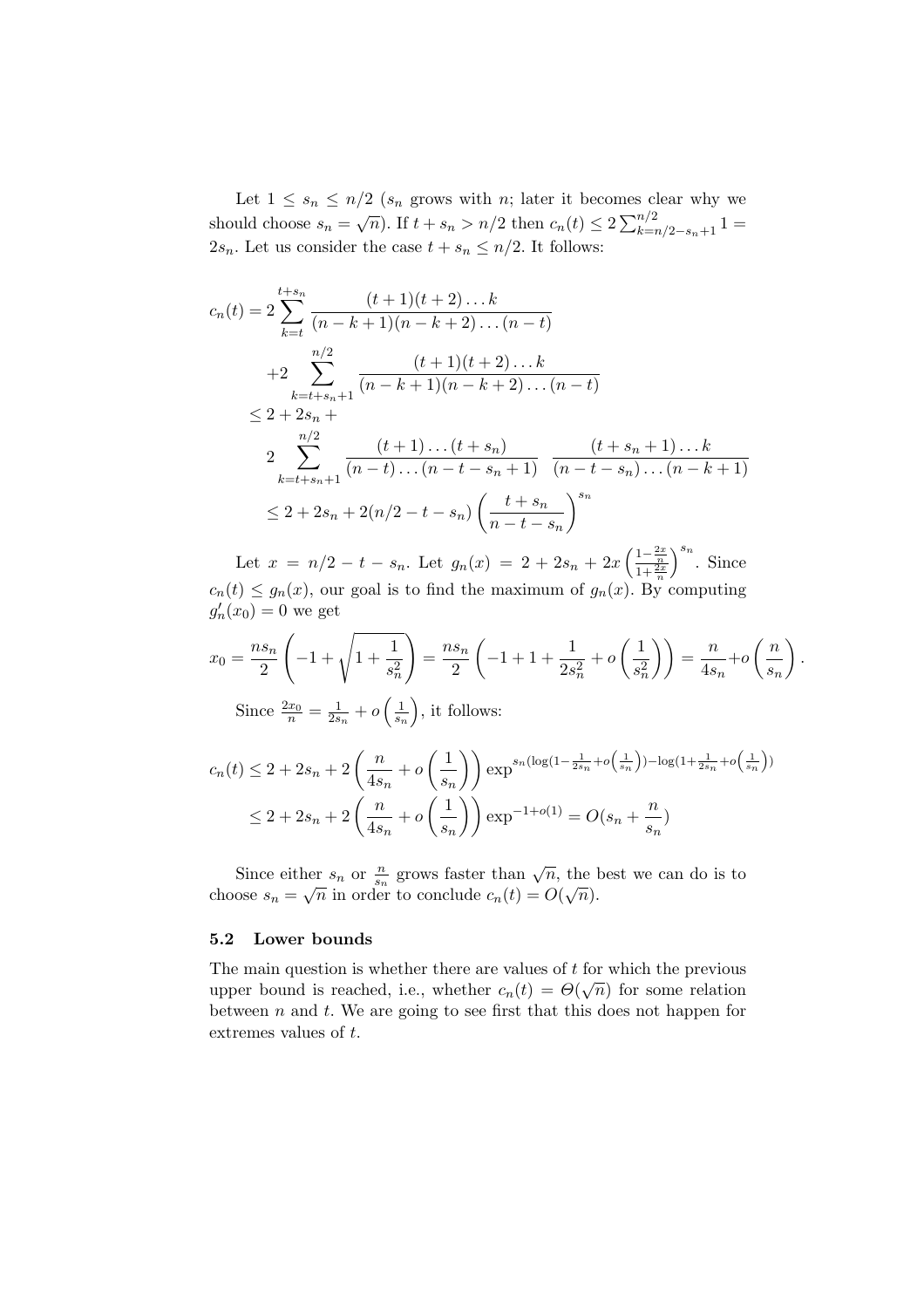Let $1 \leq s_n \leq n/2$ ($s_n$ grows with $n$; later it becomes clear why we should choose $s_n = \sqrt{n}$). If $t + s_n > n/2$ then $c_n(t) \leq 2\sum_{k=n/2-s_n+1}^{n/2} 1 = 2s_n$. Let us consider the case $t + s_n \leq n/2$. It follows:

$$
\begin{aligned}
c_n(t) &= 2\sum_{k=t}^{t+s_n} \frac{(t+1)(t+2)\dots k}{(n-k+1)(n-k+2)\dots(n-t)} \\
&\quad + 2\sum_{k=t+s_n+1}^{n/2} \frac{(t+1)(t+2)\dots k}{(n-k+1)(n-k+2)\dots(n-t)} \\
&\leq 2 + 2s_n + \\
&\quad 2\sum_{k=t+s_n+1}^{n/2} \frac{(t+1)\dots(t+s_n)}{(n-t)\dots(n-t-s_n+1)} \; \frac{(t+s_n+1)\dots k}{(n-t-s_n)\dots(n-k+1)} \\
&\leq 2 + 2s_n + 2(n/2 - t - s_n)\left(\frac{t+s_n}{n-t-s_n}\right)^{s_n}
\end{aligned}
$$

Let $x = n/2 - t - s_n$. Let $g_n(x) = 2 + 2s_n + 2x\left(\frac{1-\frac{2x}{n}}{1+\frac{2x}{n}}\right)^{s_n}$. Since $c_n(t) \leq g_n(x)$, our goal is to find the maximum of $g_n(x)$. By computing $g_n'(x_0) = 0$ we get

$$
x_0 = \frac{ns_n}{2}\left(-1 + \sqrt{1 + \frac{1}{s_n^2}}\right) = \frac{ns_n}{2}\left(-1 + 1 + \frac{1}{2s_n^2} + o\left(\frac{1}{s_n^2}\right)\right) = \frac{n}{4s_n} + o\left(\frac{n}{s_n}\right).
$$

Since $\frac{2x_0}{n} = \frac{1}{2s_n} + o\left(\frac{1}{s_n}\right)$, it follows:

$$
\begin{aligned}
c_n(t) &\leq 2 + 2s_n + 2\left(\frac{n}{4s_n} + o\left(\frac{1}{s_n}\right)\right)\exp^{s_n(\log(1-\frac{1}{2s_n}+o\left(\frac{1}{s_n}\right)) - \log(1+\frac{1}{2s_n}+o\left(\frac{1}{s_n}\right))} \\
&\leq 2 + 2s_n + 2\left(\frac{n}{4s_n} + o\left(\frac{1}{s_n}\right)\right)\exp^{-1+o(1)} = O(s_n + \frac{n}{s_n})
\end{aligned}
$$

Since either $s_n$ or $\frac{n}{s_n}$ grows faster than $\sqrt{n}$, the best we can do is to choose $s_n = \sqrt{n}$ in order to conclude $c_n(t) = O(\sqrt{n})$.

### 5.2 Lower bounds

The main question is whether there are values of $t$ for which the previous upper bound is reached, i.e., whether $c_n(t) = \Theta(\sqrt{n})$ for some relation between $n$ and $t$. We are going to see first that this does not happen for extremes values of $t$.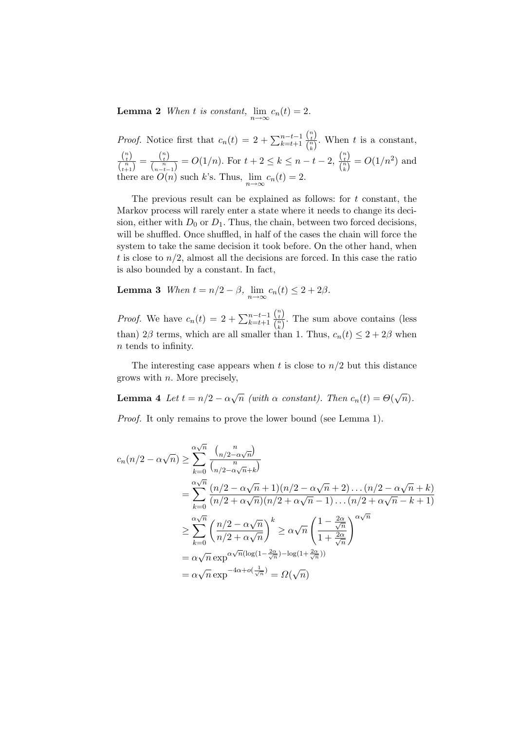**Lemma 2** *When $t$ is constant, $\lim_{n\to\infty} c_n(t) = 2$.*

*Proof.* Notice first that $c_n(t) = 2 + \sum_{k=t+1}^{n-t-1} \frac{\binom{n}{t}}{\binom{n}{k}}$. When $t$ is a constant, $\frac{\binom{n}{t}}{\binom{n}{t+1}} = \frac{\binom{n}{t}}{\binom{n}{n-t-1}} = O(1/n)$. For $t+2 \le k \le n-t-2$, $\frac{\binom{n}{t}}{\binom{n}{k}} = O(1/n^2)$ and there are $O(n)$ such $k$'s. Thus, $\lim_{n\to\infty} c_n(t) = 2$.

The previous result can be explained as follows: for $t$ constant, the Markov process will rarely enter a state where it needs to change its decision, either with $D_0$ or $D_1$. Thus, the chain, between two forced decisions, will be shuffled. Once shuffled, in half of the cases the chain will force the system to take the same decision it took before. On the other hand, when $t$ is close to $n/2$, almost all the decisions are forced. In this case the ratio is also bounded by a constant. In fact,

**Lemma 3** *When $t = n/2 - \beta$, $\lim_{n\to\infty} c_n(t) \le 2 + 2\beta$.*

*Proof.* We have $c_n(t) = 2 + \sum_{k=t+1}^{n-t-1} \frac{\binom{n}{t}}{\binom{n}{k}}$. The sum above contains (less than) $2\beta$ terms, which are all smaller than 1. Thus, $c_n(t) \le 2 + 2\beta$ when $n$ tends to infinity.

The interesting case appears when $t$ is close to $n/2$ but this distance grows with $n$. More precisely,

**Lemma 4** *Let $t = n/2 - \alpha\sqrt{n}$ (with $\alpha$ constant). Then $c_n(t) = \Theta(\sqrt{n})$.*

*Proof.* It only remains to prove the lower bound (see Lemma 1).

$$
\begin{aligned}
c_n(n/2 - \alpha\sqrt{n}) &\ge \sum_{k=0}^{\alpha\sqrt{n}} \frac{\binom{n}{n/2-\alpha\sqrt{n}}}{\binom{n}{n/2-\alpha\sqrt{n}+k}} \\
&= \sum_{k=0}^{\alpha\sqrt{n}} \frac{(n/2-\alpha\sqrt{n}+1)(n/2-\alpha\sqrt{n}+2)\dots(n/2-\alpha\sqrt{n}+k)}{(n/2+\alpha\sqrt{n})(n/2+\alpha\sqrt{n}-1)\dots(n/2+\alpha\sqrt{n}-k+1)} \\
&\ge \sum_{k=0}^{\alpha\sqrt{n}} \left(\frac{n/2-\alpha\sqrt{n}}{n/2+\alpha\sqrt{n}}\right)^k \ge \alpha\sqrt{n}\left(\frac{1-\frac{2\alpha}{\sqrt{n}}}{1+\frac{2\alpha}{\sqrt{n}}}\right)^{\alpha\sqrt{n}} \\
&= \alpha\sqrt{n}\exp^{\alpha\sqrt{n}(\log(1-\frac{2\alpha}{\sqrt{n}})-\log(1+\frac{2\alpha}{\sqrt{n}}))} \\
&= \alpha\sqrt{n}\exp^{-4\alpha+o(\frac{1}{\sqrt{n}})} = \Omega(\sqrt{n})
\end{aligned}
$$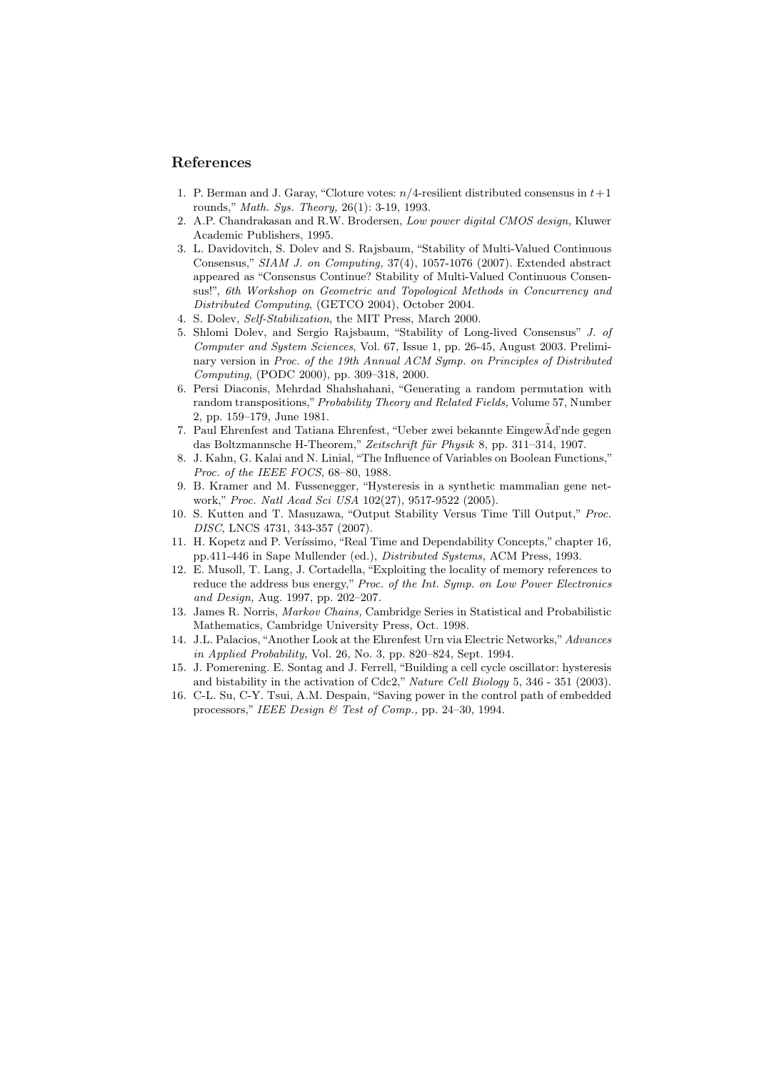## References

1. P. Berman and J. Garay, "Cloture votes: $n/4$-resilient distributed consensus in $t+1$ rounds," *Math. Sys. Theory,* 26(1): 3-19, 1993.
2. A.P. Chandrakasan and R.W. Brodersen, *Low power digital CMOS design,* Kluwer Academic Publishers, 1995.
3. L. Davidovitch, S. Dolev and S. Rajsbaum, "Stability of Multi-Valued Continuous Consensus," *SIAM J. on Computing,* 37(4), 1057-1076 (2007). Extended abstract appeared as "Consensus Continue? Stability of Multi-Valued Continuous Consensus!", *6th Workshop on Geometric and Topological Methods in Concurrency and Distributed Computing*, (GETCO 2004), October 2004.
4. S. Dolev, *Self-Stabilization*, the MIT Press, March 2000.
5. Shlomi Dolev, and Sergio Rajsbaum, "Stability of Long-lived Consensus" *J. of Computer and System Sciences*, Vol. 67, Issue 1, pp. 26-45, August 2003. Preliminary version in *Proc. of the 19th Annual ACM Symp. on Principles of Distributed Computing*, (PODC 2000), pp. 309–318, 2000.
6. Persi Diaconis, Mehrdad Shahshahani, "Generating a random permutation with random transpositions," *Probability Theory and Related Fields,* Volume 57, Number 2, pp. 159–179, June 1981.
7. Paul Ehrenfest and Tatiana Ehrenfest, "Ueber zwei bekannte EingewÃd'nde gegen das Boltzmannsche H-Theorem," *Zeitschrift für Physik* 8, pp. 311–314, 1907.
8. J. Kahn, G. Kalai and N. Linial, "The Influence of Variables on Boolean Functions," *Proc. of the IEEE FOCS*, 68–80, 1988.
9. B. Kramer and M. Fussenegger, "Hysteresis in a synthetic mammalian gene network," *Proc. Natl Acad Sci USA* 102(27), 9517-9522 (2005).
10. S. Kutten and T. Masuzawa, "Output Stability Versus Time Till Output," *Proc. DISC*, LNCS 4731, 343-357 (2007).
11. H. Kopetz and P. Veríssimo, "Real Time and Dependability Concepts," chapter 16, pp.411-446 in Sape Mullender (ed.), *Distributed Systems,* ACM Press, 1993.
12. E. Musoll, T. Lang, J. Cortadella, "Exploiting the locality of memory references to reduce the address bus energy," *Proc. of the Int. Symp. on Low Power Electronics and Design,* Aug. 1997, pp. 202–207.
13. James R. Norris, *Markov Chains,* Cambridge Series in Statistical and Probabilistic Mathematics, Cambridge University Press, Oct. 1998.
14. J.L. Palacios, "Another Look at the Ehrenfest Urn via Electric Networks," *Advances in Applied Probability,* Vol. 26, No. 3, pp. 820–824, Sept. 1994.
15. J. Pomerening. E. Sontag and J. Ferrell, "Building a cell cycle oscillator: hysteresis and bistability in the activation of Cdc2," *Nature Cell Biology* 5, 346 - 351 (2003).
16. C-L. Su, C-Y. Tsui, A.M. Despain, "Saving power in the control path of embedded processors," *IEEE Design & Test of Comp.,* pp. 24–30, 1994.